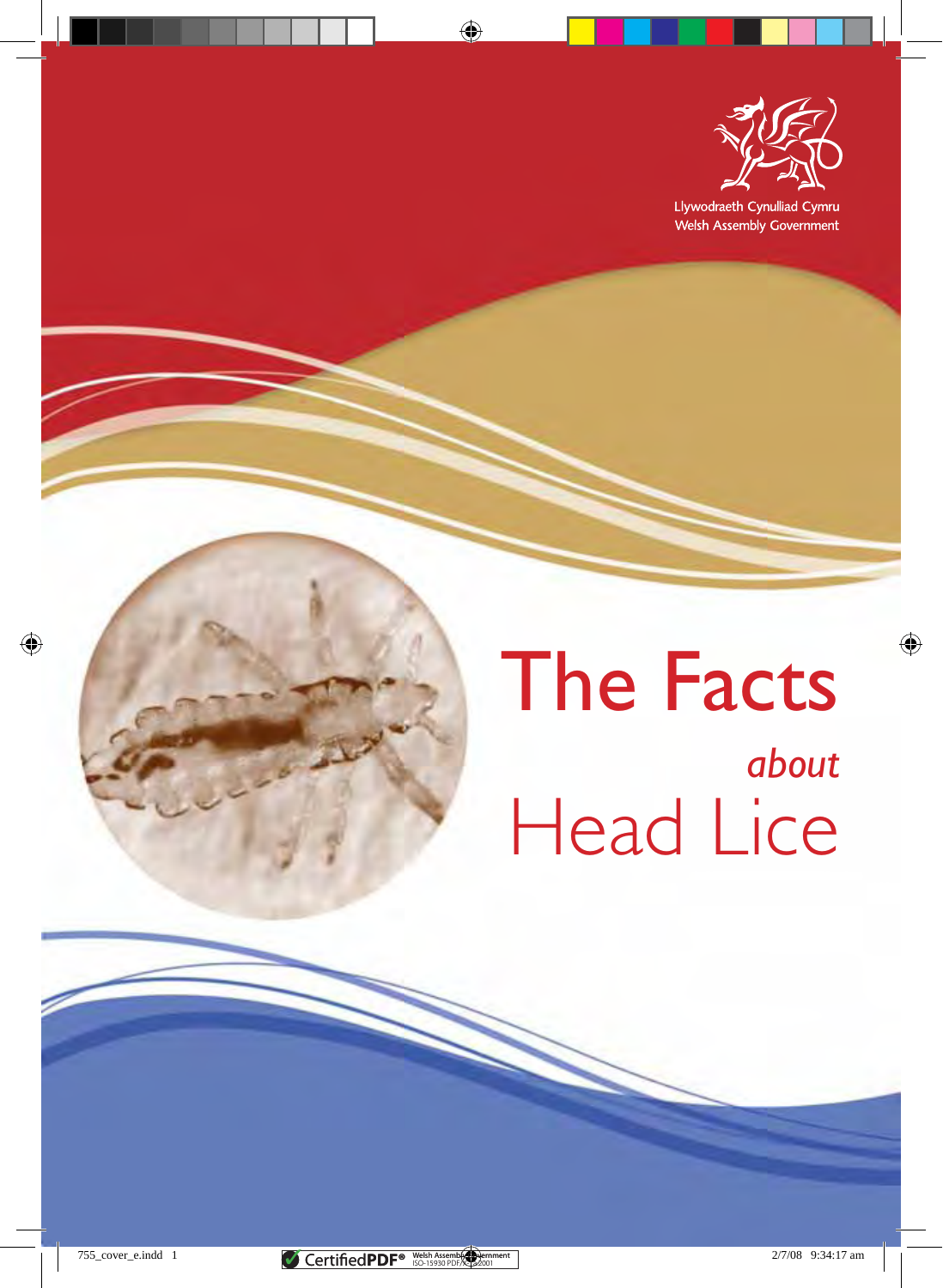Llywodraeth Cynulliad Cymru
Welsh Assembly Government

# The Facts *about* Head Lice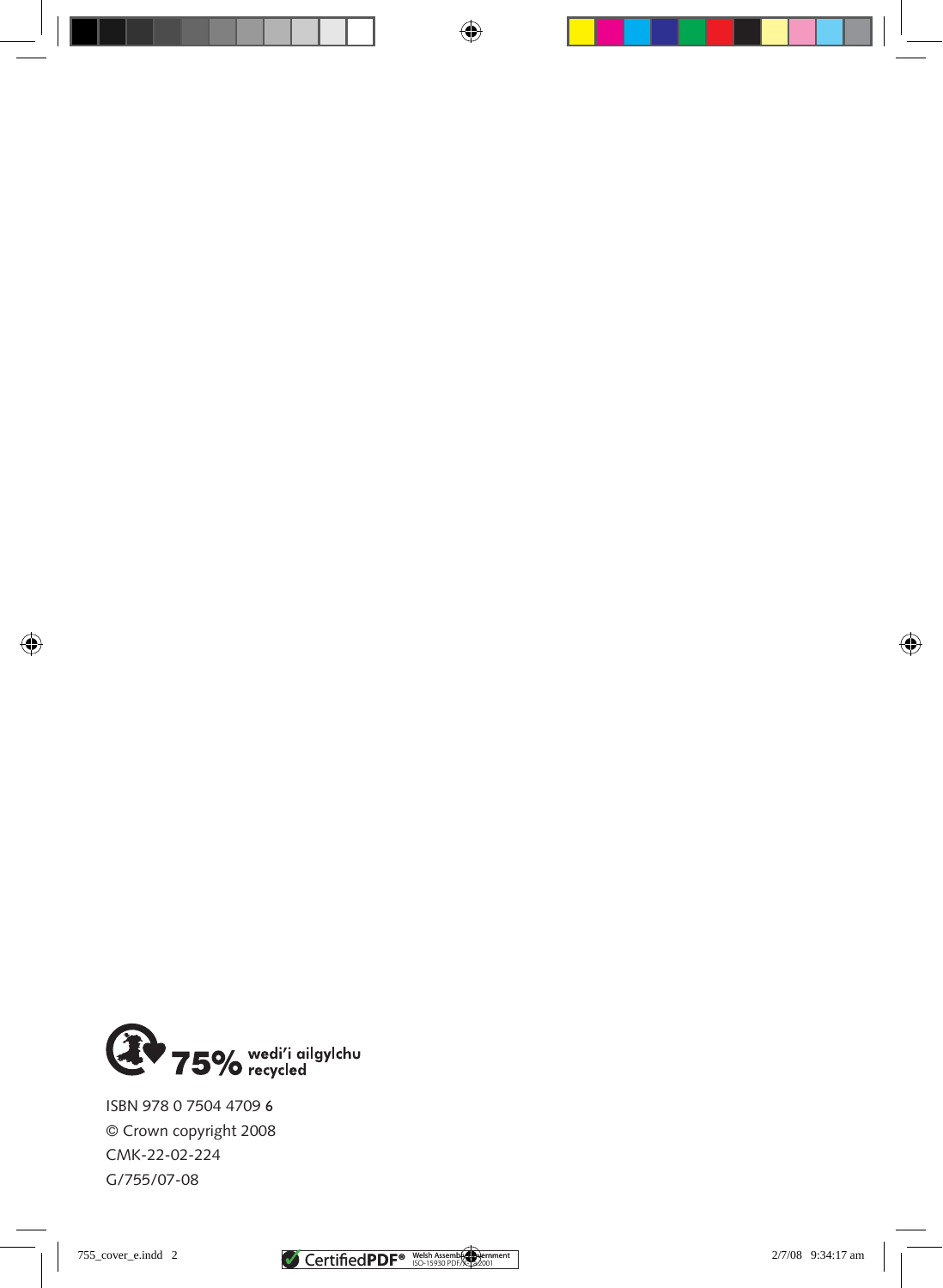75% wedi'i ailgylchu recycled

ISBN 978 0 7504 4709 6
© Crown copyright 2008
CMK-22-02-224
G/755/07-08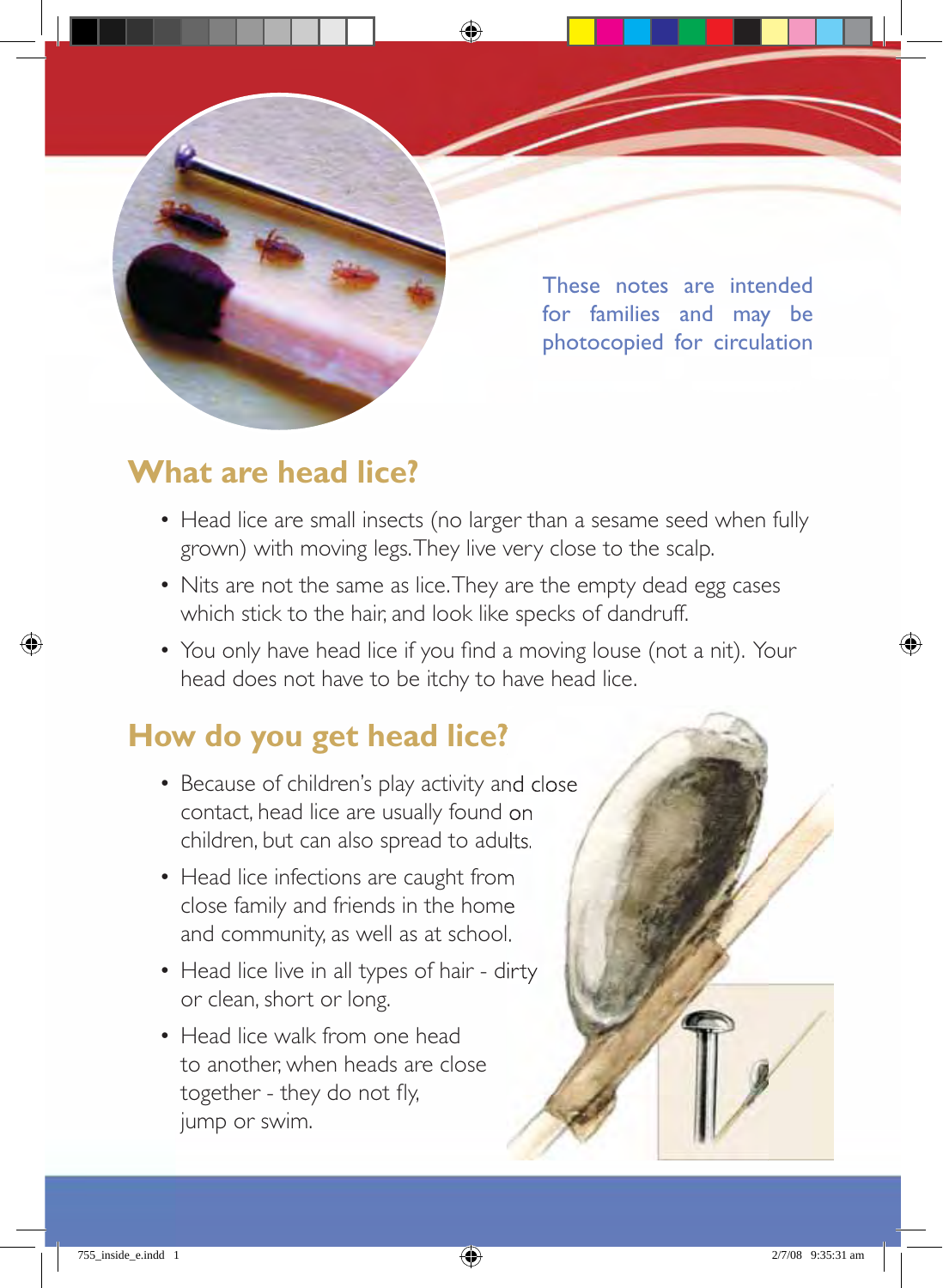These notes are intended for families and may be photocopied for circulation

## What are head lice?

- Head lice are small insects (no larger than a sesame seed when fully grown) with moving legs. They live very close to the scalp.
- Nits are not the same as lice. They are the empty dead egg cases which stick to the hair, and look like specks of dandruff.
- You only have head lice if you find a moving louse (not a nit). Your head does not have to be itchy to have head lice.

## How do you get head lice?

- Because of children's play activity and close contact, head lice are usually found on children, but can also spread to adults.
- Head lice infections are caught from close family and friends in the home and community, as well as at school.
- Head lice live in all types of hair - dirty or clean, short or long.
- Head lice walk from one head to another, when heads are close together - they do not fly, jump or swim.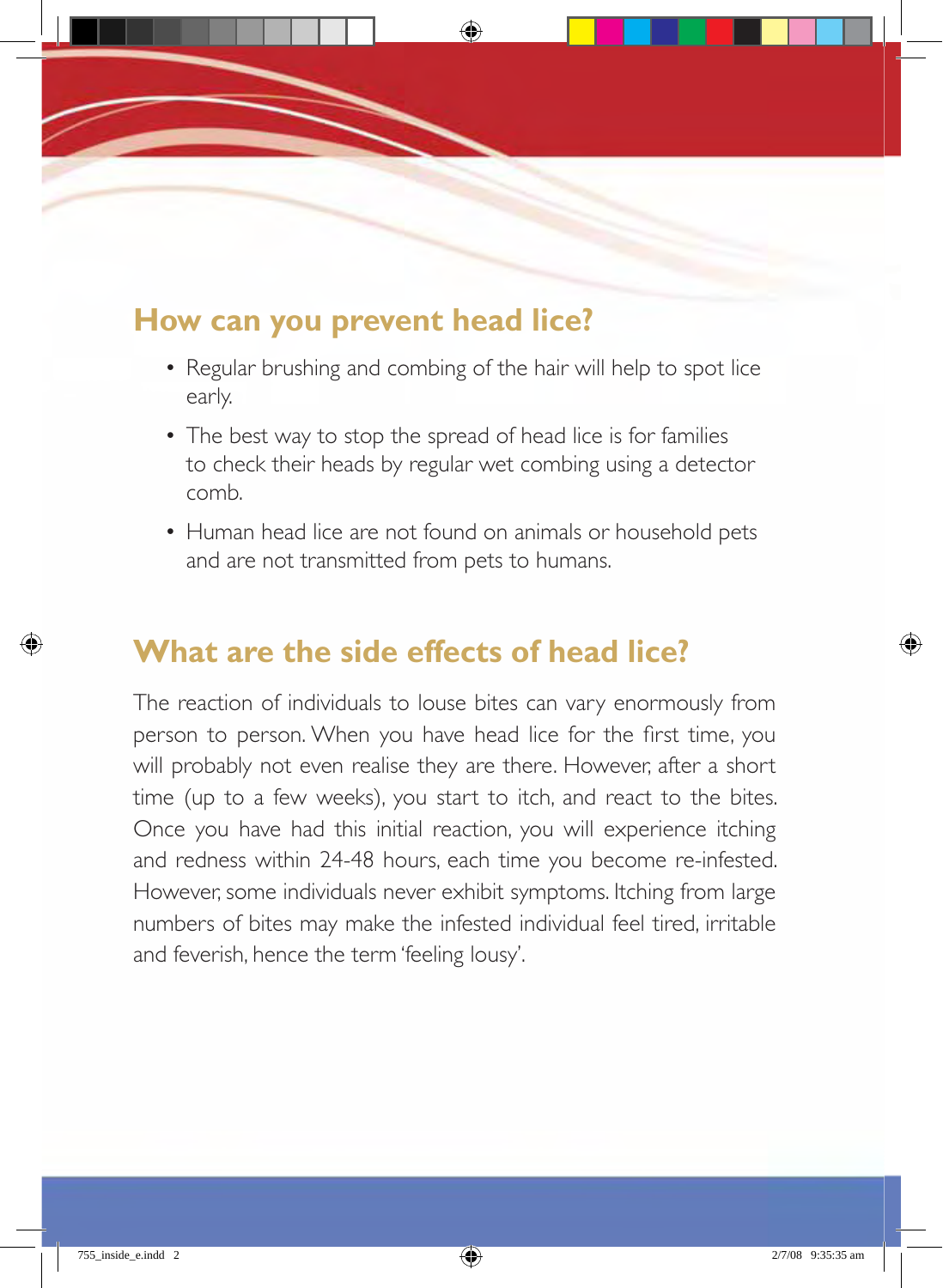## How can you prevent head lice?

- Regular brushing and combing of the hair will help to spot lice early.
- The best way to stop the spread of head lice is for families to check their heads by regular wet combing using a detector comb.
- Human head lice are not found on animals or household pets and are not transmitted from pets to humans.

## What are the side effects of head lice?

The reaction of individuals to louse bites can vary enormously from person to person. When you have head lice for the first time, you will probably not even realise they are there. However, after a short time (up to a few weeks), you start to itch, and react to the bites. Once you have had this initial reaction, you will experience itching and redness within 24-48 hours, each time you become re-infested. However, some individuals never exhibit symptoms. Itching from large numbers of bites may make the infested individual feel tired, irritable and feverish, hence the term 'feeling lousy'.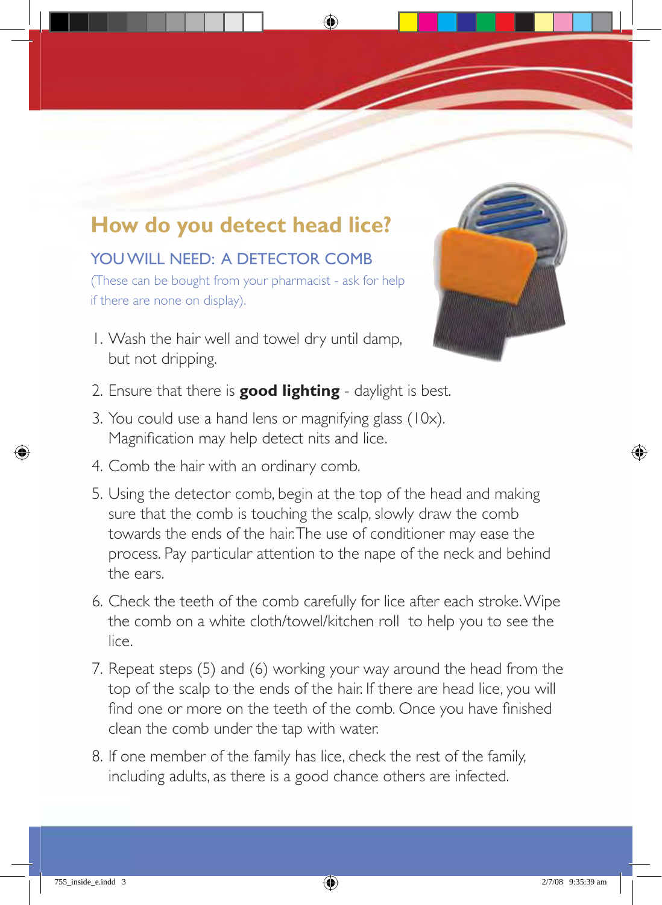## How do you detect head lice?

### YOU WILL NEED: A DETECTOR COMB

(These can be bought from your pharmacist - ask for help if there are none on display).

1. Wash the hair well and towel dry until damp, but not dripping.
2. Ensure that there is **good lighting** - daylight is best.
3. You could use a hand lens or magnifying glass (10x). Magnification may help detect nits and lice.
4. Comb the hair with an ordinary comb.
5. Using the detector comb, begin at the top of the head and making sure that the comb is touching the scalp, slowly draw the comb towards the ends of the hair. The use of conditioner may ease the process. Pay particular attention to the nape of the neck and behind the ears.
6. Check the teeth of the comb carefully for lice after each stroke. Wipe the comb on a white cloth/towel/kitchen roll to help you to see the lice.
7. Repeat steps (5) and (6) working your way around the head from the top of the scalp to the ends of the hair. If there are head lice, you will find one or more on the teeth of the comb. Once you have finished clean the comb under the tap with water.
8. If one member of the family has lice, check the rest of the family, including adults, as there is a good chance others are infected.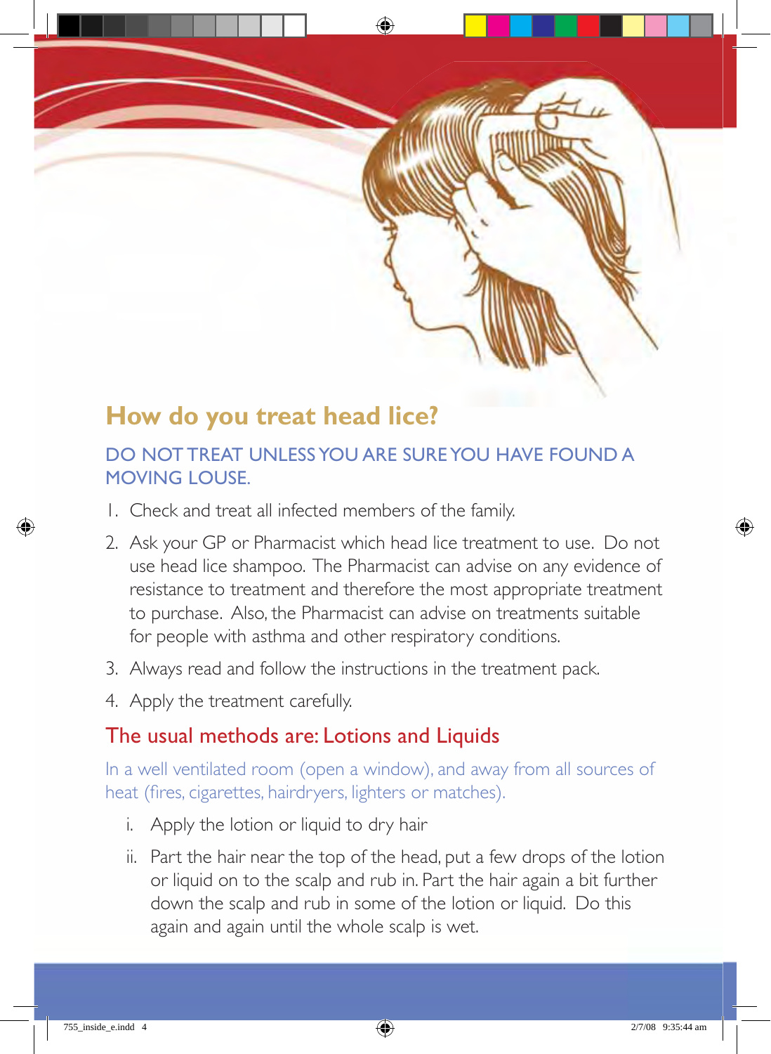## How do you treat head lice?

DO NOT TREAT UNLESS YOU ARE SURE YOU HAVE FOUND A MOVING LOUSE.

1. Check and treat all infected members of the family.
2. Ask your GP or Pharmacist which head lice treatment to use. Do not use head lice shampoo. The Pharmacist can advise on any evidence of resistance to treatment and therefore the most appropriate treatment to purchase. Also, the Pharmacist can advise on treatments suitable for people with asthma and other respiratory conditions.
3. Always read and follow the instructions in the treatment pack.
4. Apply the treatment carefully.

### The usual methods are: Lotions and Liquids

In a well ventilated room (open a window), and away from all sources of heat (fires, cigarettes, hairdryers, lighters or matches).

i. Apply the lotion or liquid to dry hair

ii. Part the hair near the top of the head, put a few drops of the lotion or liquid on to the scalp and rub in. Part the hair again a bit further down the scalp and rub in some of the lotion or liquid. Do this again and again until the whole scalp is wet.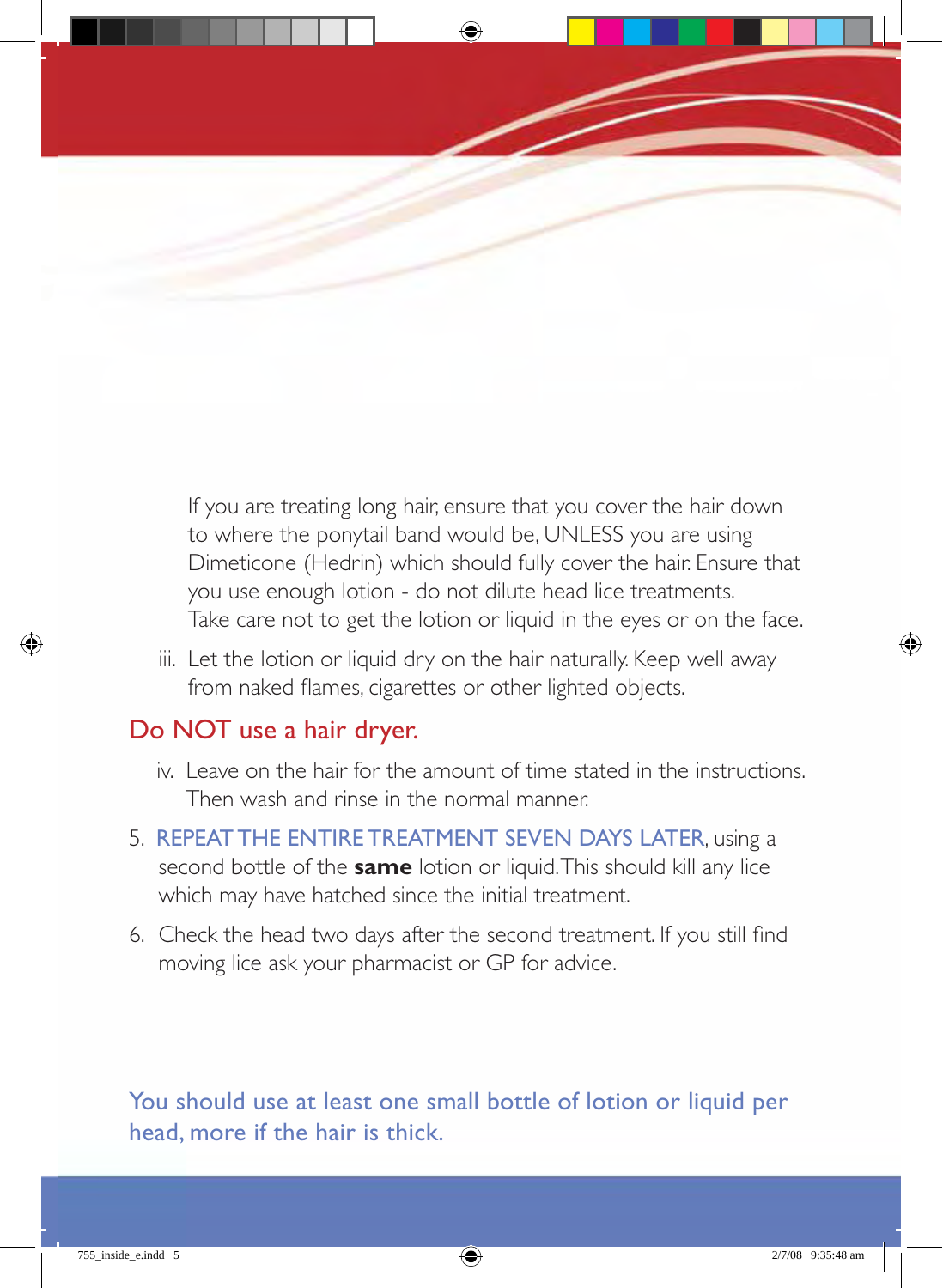If you are treating long hair, ensure that you cover the hair down to where the ponytail band would be, UNLESS you are using Dimeticone (Hedrin) which should fully cover the hair. Ensure that you use enough lotion - do not dilute head lice treatments. Take care not to get the lotion or liquid in the eyes or on the face.

iii. Let the lotion or liquid dry on the hair naturally. Keep well away from naked flames, cigarettes or other lighted objects.

## Do NOT use a hair dryer.

iv. Leave on the hair for the amount of time stated in the instructions. Then wash and rinse in the normal manner.

5. REPEAT THE ENTIRE TREATMENT SEVEN DAYS LATER, using a second bottle of the **same** lotion or liquid. This should kill any lice which may have hatched since the initial treatment.
6. Check the head two days after the second treatment. If you still find moving lice ask your pharmacist or GP for advice.

You should use at least one small bottle of lotion or liquid per head, more if the hair is thick.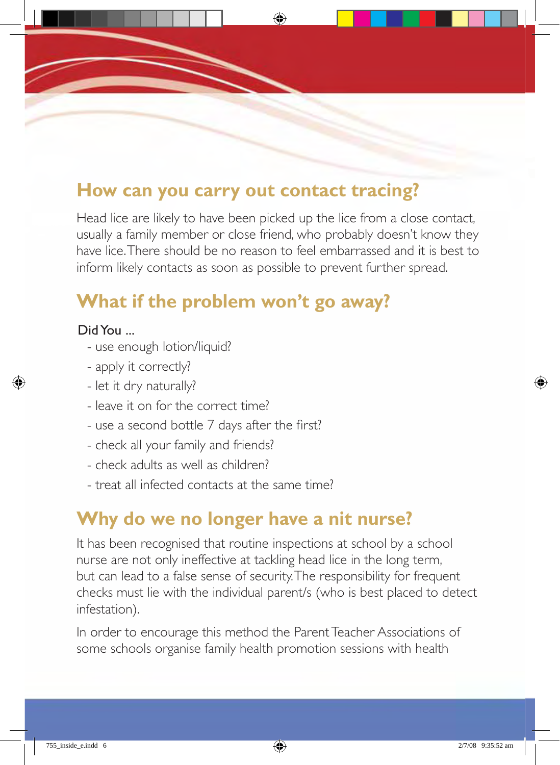## How can you carry out contact tracing?

Head lice are likely to have been picked up the lice from a close contact, usually a family member or close friend, who probably doesn't know they have lice. There should be no reason to feel embarrassed and it is best to inform likely contacts as soon as possible to prevent further spread.

## What if the problem won't go away?

Did You ...

- use enough lotion/liquid?
- apply it correctly?
- let it dry naturally?
- leave it on for the correct time?
- use a second bottle 7 days after the first?
- check all your family and friends?
- check adults as well as children?
- treat all infected contacts at the same time?

## Why do we no longer have a nit nurse?

It has been recognised that routine inspections at school by a school nurse are not only ineffective at tackling head lice in the long term, but can lead to a false sense of security. The responsibility for frequent checks must lie with the individual parent/s (who is best placed to detect infestation).

In order to encourage this method the Parent Teacher Associations of some schools organise family health promotion sessions with health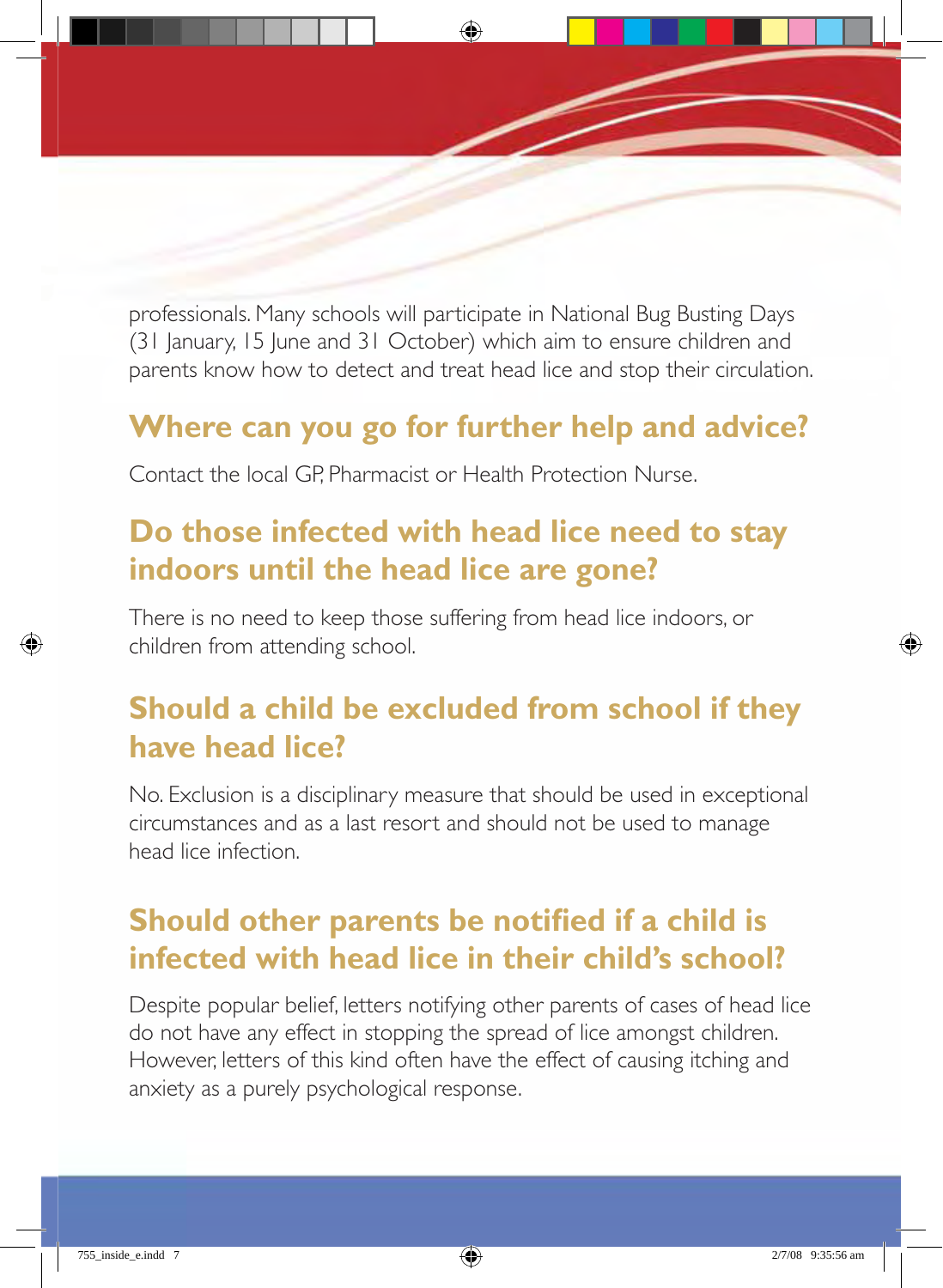professionals. Many schools will participate in National Bug Busting Days (31 January, 15 June and 31 October) which aim to ensure children and parents know how to detect and treat head lice and stop their circulation.

## Where can you go for further help and advice?

Contact the local GP, Pharmacist or Health Protection Nurse.

## Do those infected with head lice need to stay indoors until the head lice are gone?

There is no need to keep those suffering from head lice indoors, or children from attending school.

## Should a child be excluded from school if they have head lice?

No. Exclusion is a disciplinary measure that should be used in exceptional circumstances and as a last resort and should not be used to manage head lice infection.

## Should other parents be notified if a child is infected with head lice in their child's school?

Despite popular belief, letters notifying other parents of cases of head lice do not have any effect in stopping the spread of lice amongst children. However, letters of this kind often have the effect of causing itching and anxiety as a purely psychological response.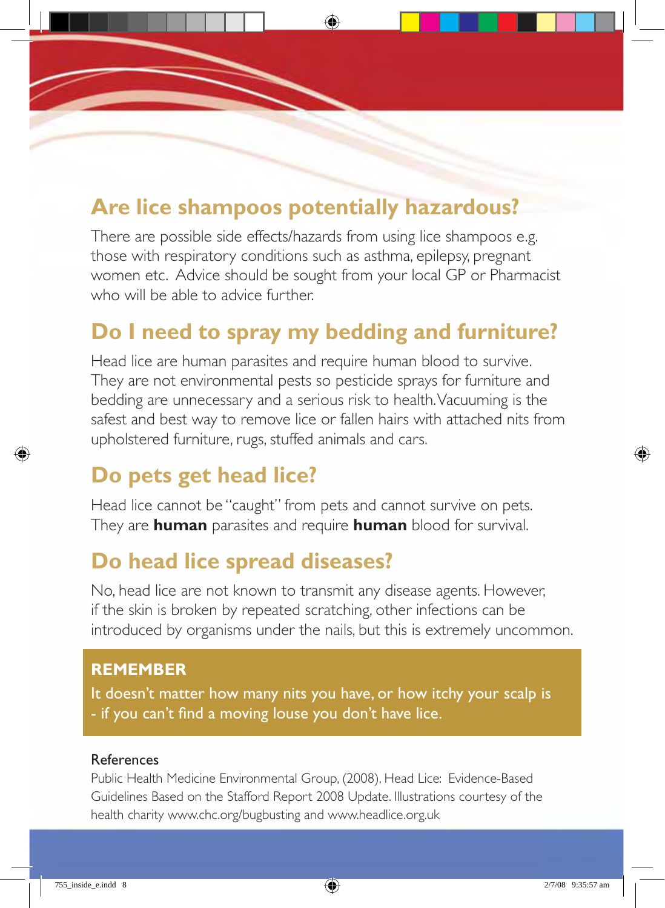## Are lice shampoos potentially hazardous?

There are possible side effects/hazards from using lice shampoos e.g. those with respiratory conditions such as asthma, epilepsy, pregnant women etc. Advice should be sought from your local GP or Pharmacist who will be able to advice further.

## Do I need to spray my bedding and furniture?

Head lice are human parasites and require human blood to survive. They are not environmental pests so pesticide sprays for furniture and bedding are unnecessary and a serious risk to health. Vacuuming is the safest and best way to remove lice or fallen hairs with attached nits from upholstered furniture, rugs, stuffed animals and cars.

## Do pets get head lice?

Head lice cannot be "caught" from pets and cannot survive on pets. They are **human** parasites and require **human** blood for survival.

## Do head lice spread diseases?

No, head lice are not known to transmit any disease agents. However, if the skin is broken by repeated scratching, other infections can be introduced by organisms under the nails, but this is extremely uncommon.

**REMEMBER**

It doesn't matter how many nits you have, or how itchy your scalp is - if you can't find a moving louse you don't have lice.

### References

Public Health Medicine Environmental Group, (2008), Head Lice: Evidence-Based Guidelines Based on the Stafford Report 2008 Update. Illustrations courtesy of the health charity www.chc.org/bugbusting and www.headlice.org.uk